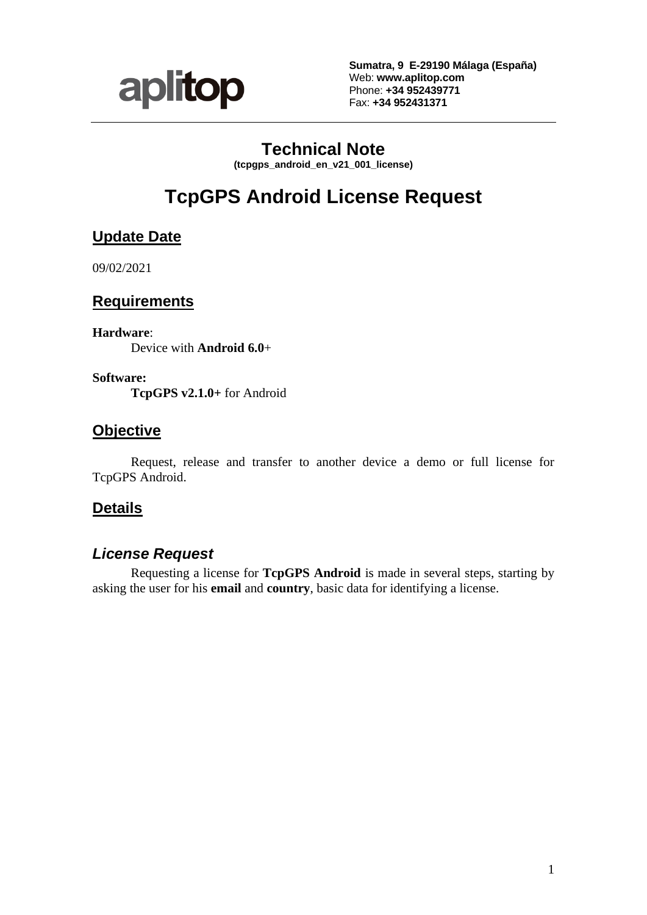aplitop

**Sumatra, 9 E-29190 Málaga (España)**
Web: **www.aplitop.com**
Phone: **+34 952439771**
Fax: **+34 952431371**

# Technical Note

**(tcpgps_android_en_v21_001_license)**

# TcpGPS Android License Request

## Update Date

09/02/2021

## Requirements

**Hardware**:
Device with **Android 6.0**+

**Software:**
**TcpGPS v2.1.0+** for Android

## Objective

Request, release and transfer to another device a demo or full license for TcpGPS Android.

## Details

### *License Request*

Requesting a license for **TcpGPS Android** is made in several steps, starting by asking the user for his **email** and **country**, basic data for identifying a license.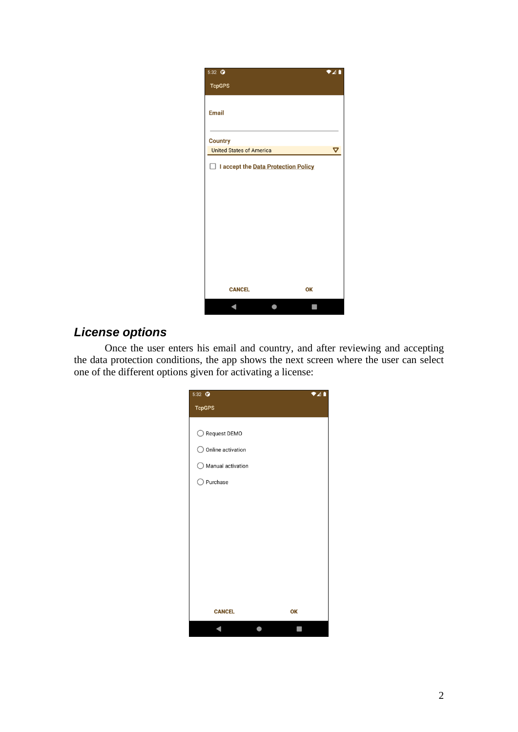## *License options*

Once the user enters his email and country, and after reviewing and accepting the data protection conditions, the app shows the next screen where the user can select one of the different options given for activating a license: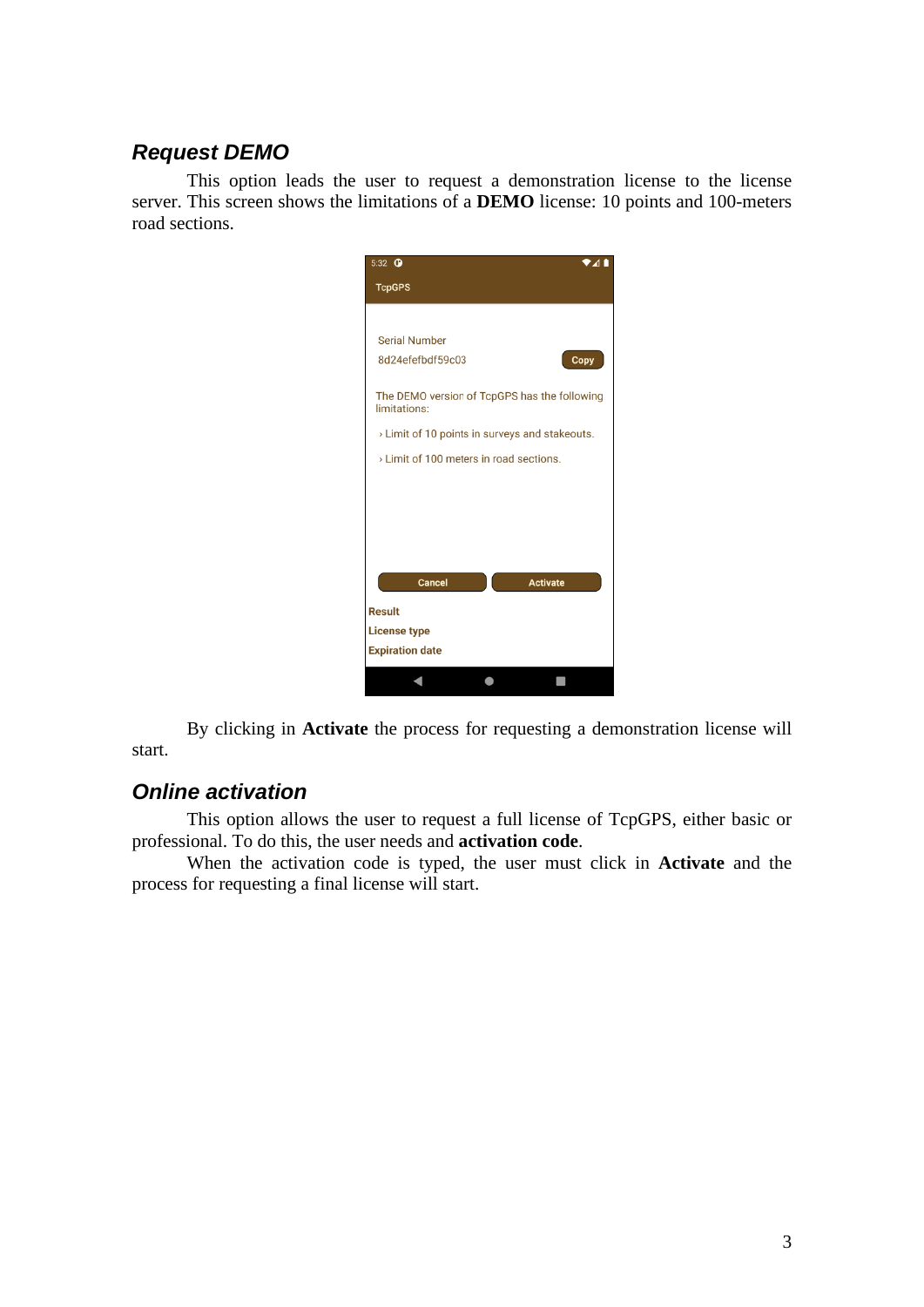### *Request DEMO*

This option leads the user to request a demonstration license to the license server. This screen shows the limitations of a **DEMO** license: 10 points and 100-meters road sections.

By clicking in **Activate** the process for requesting a demonstration license will start.

### *Online activation*

This option allows the user to request a full license of TcpGPS, either basic or professional. To do this, the user needs and **activation code**.

When the activation code is typed, the user must click in **Activate** and the process for requesting a final license will start.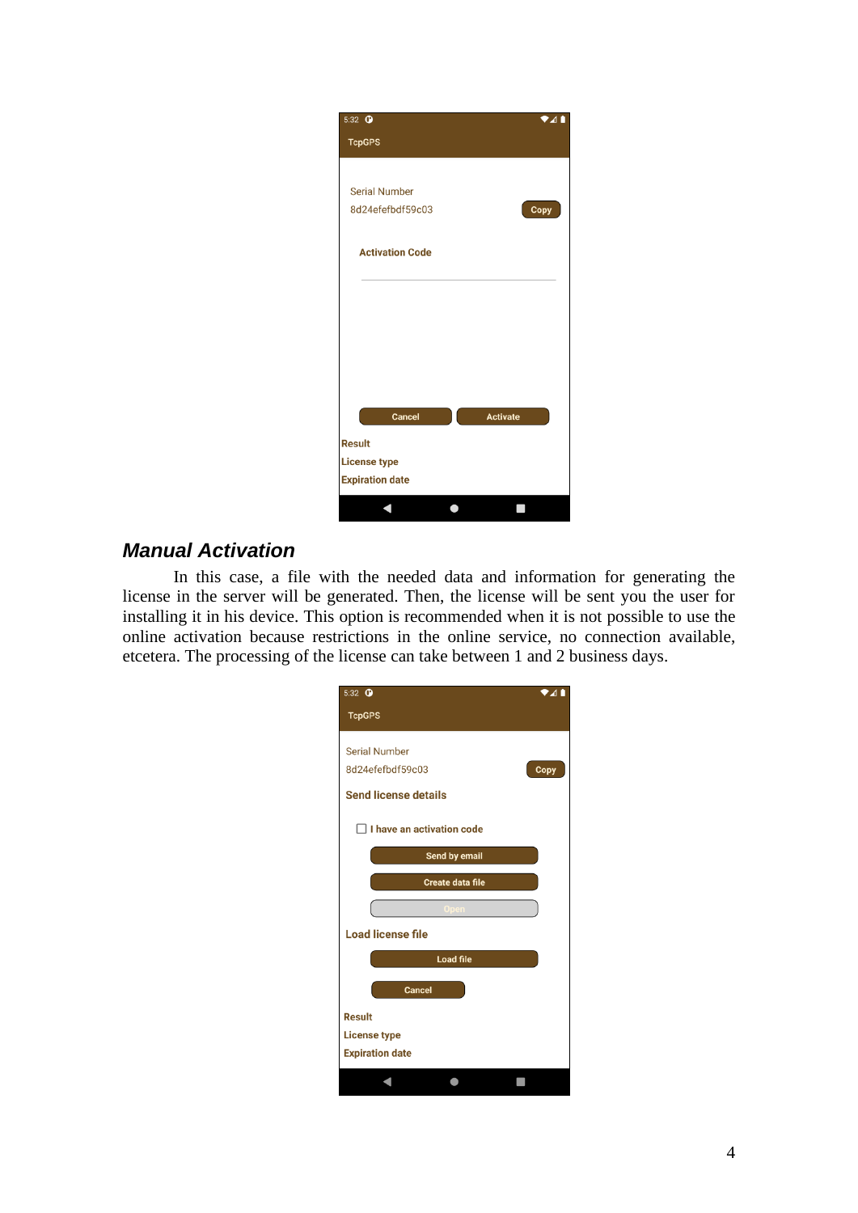## *Manual Activation*

In this case, a file with the needed data and information for generating the license in the server will be generated. Then, the license will be sent you the user for installing it in his device. This option is recommended when it is not possible to use the online activation because restrictions in the online service, no connection available, etcetera. The processing of the license can take between 1 and 2 business days.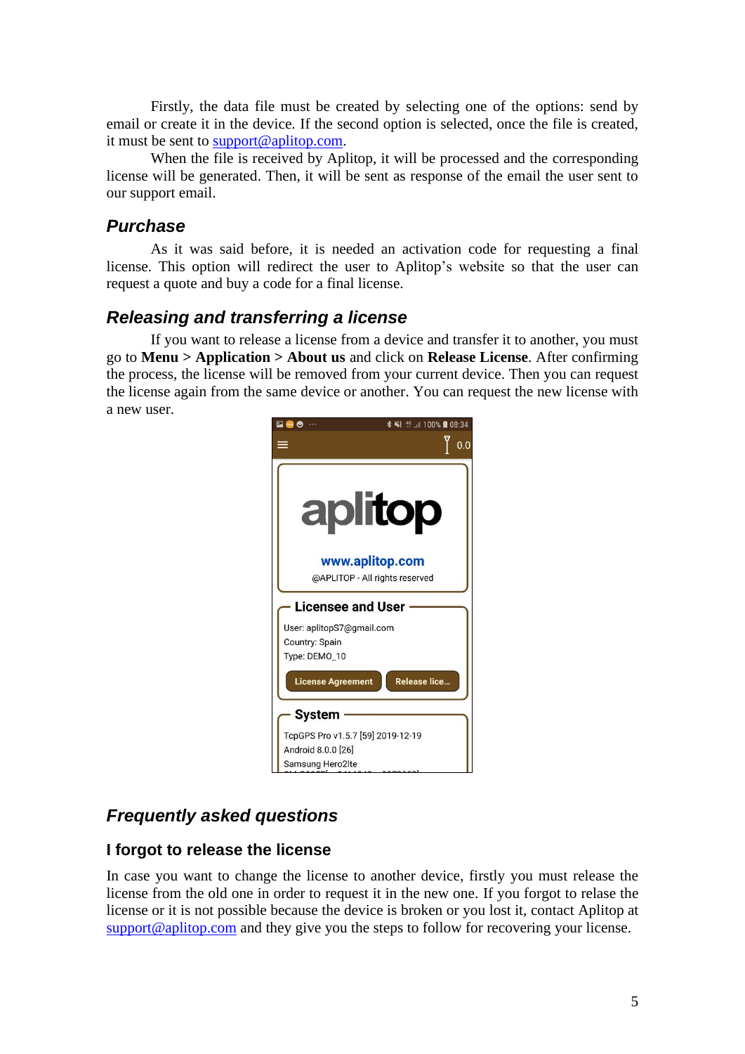Firstly, the data file must be created by selecting one of the options: send by email or create it in the device. If the second option is selected, once the file is created, it must be sent to [support@aplitop.com](mailto:support@aplitop.com).

When the file is received by Aplitop, it will be processed and the corresponding license will be generated. Then, it will be sent as response of the email the user sent to our support email.

## *Purchase*

As it was said before, it is needed an activation code for requesting a final license. This option will redirect the user to Aplitop's website so that the user can request a quote and buy a code for a final license.

## *Releasing and transferring a license*

If you want to release a license from a device and transfer it to another, you must go to **Menu > Application > About us** and click on **Release License**. After confirming the process, the license will be removed from your current device. Then you can request the license again from the same device or another. You can request the new license with a new user.

## *Frequently asked questions*

### I forgot to release the license

In case you want to change the license to another device, firstly you must release the license from the old one in order to request it in the new one. If you forgot to relase the license or it is not possible because the device is broken or you lost it, contact Aplitop at [support@aplitop.com](mailto:support@aplitop.com) and they give you the steps to follow for recovering your license.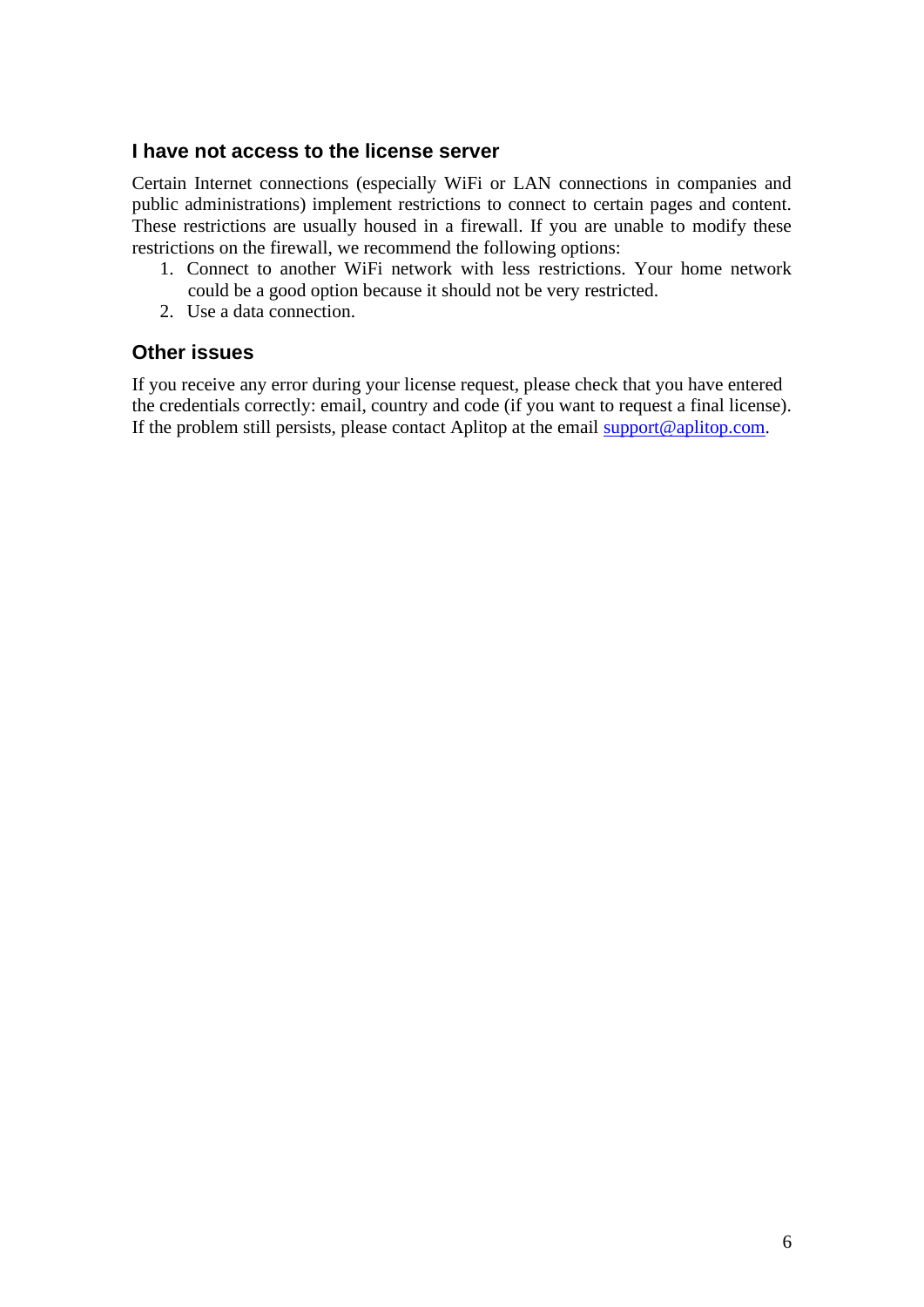## I have not access to the license server

Certain Internet connections (especially WiFi or LAN connections in companies and public administrations) implement restrictions to connect to certain pages and content. These restrictions are usually housed in a firewall. If you are unable to modify these restrictions on the firewall, we recommend the following options:

1. Connect to another WiFi network with less restrictions. Your home network could be a good option because it should not be very restricted.
2. Use a data connection.

## Other issues

If you receive any error during your license request, please check that you have entered the credentials correctly: email, country and code (if you want to request a final license). If the problem still persists, please contact Aplitop at the email support@aplitop.com.